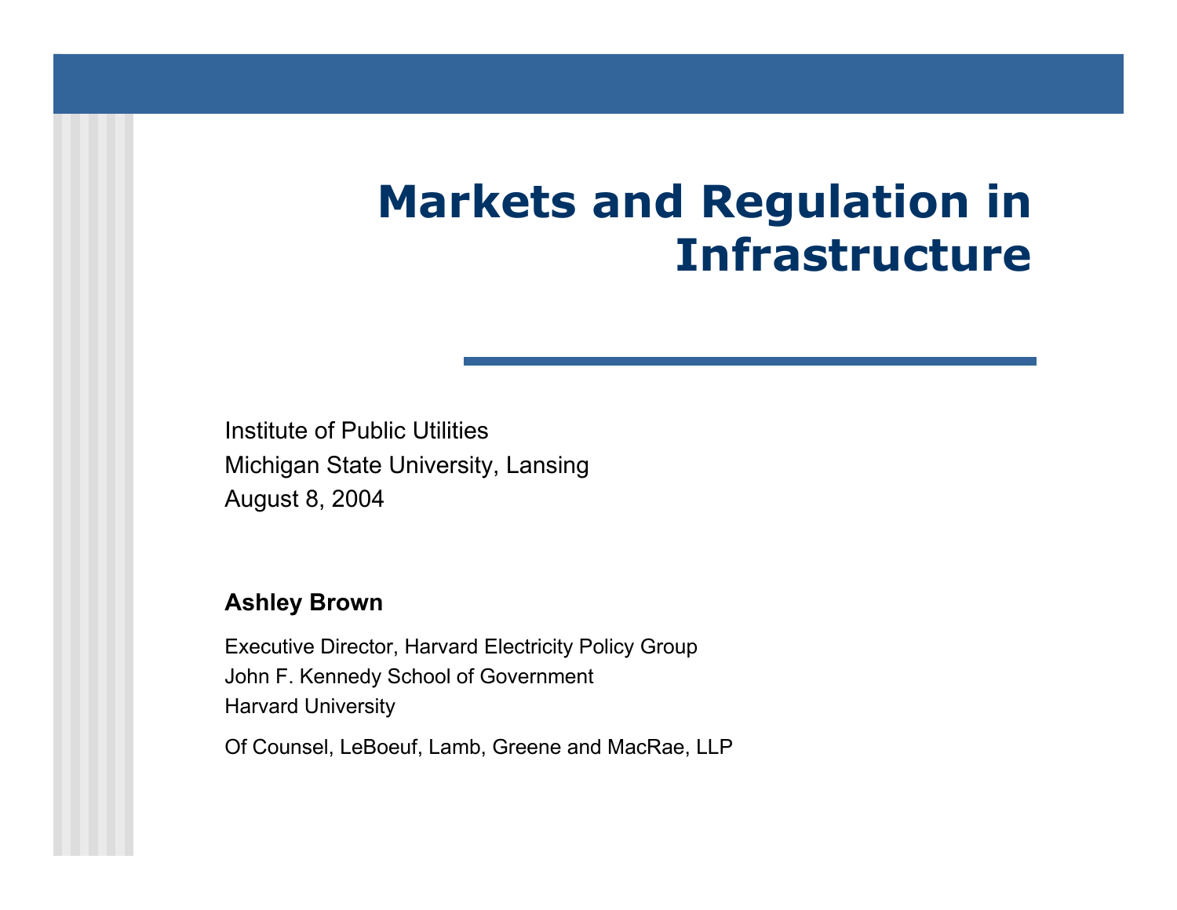# Markets and Regulation in Infrastructure

Institute of Public Utilities
Michigan State University, Lansing
August 8, 2004

**Ashley Brown**

Executive Director, Harvard Electricity Policy Group
John F. Kennedy School of Government
Harvard University

Of Counsel, LeBoeuf, Lamb, Greene and MacRae, LLP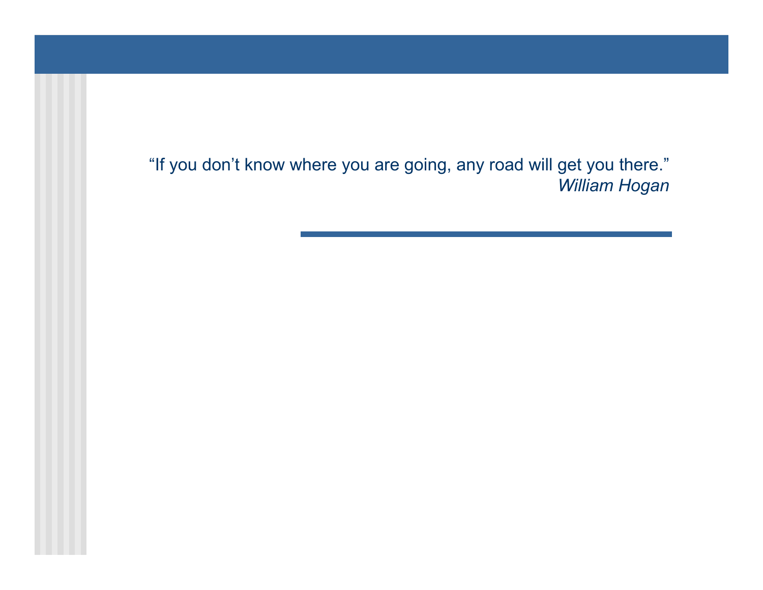"If you don't know where you are going, any road will get you there."

*William Hogan*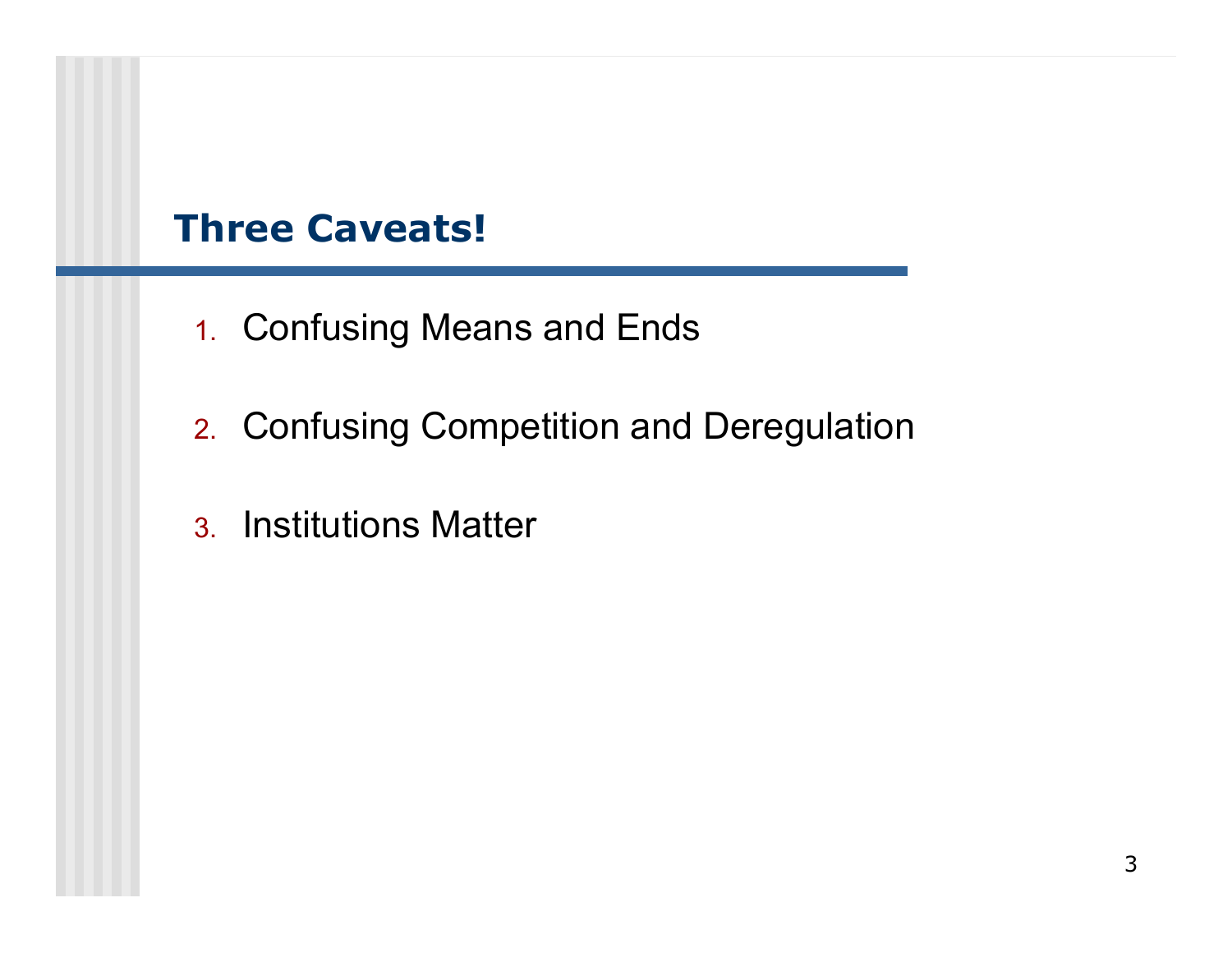## Three Caveats!

1. Confusing Means and Ends
2. Confusing Competition and Deregulation
3. Institutions Matter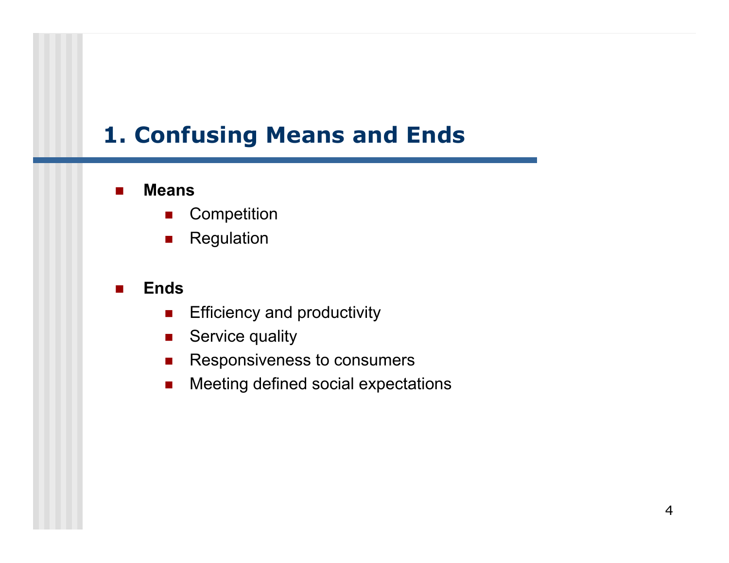# 1. Confusing Means and Ends

- **Means**
  - Competition
  - Regulation

- **Ends**
  - Efficiency and productivity
  - Service quality
  - Responsiveness to consumers
  - Meeting defined social expectations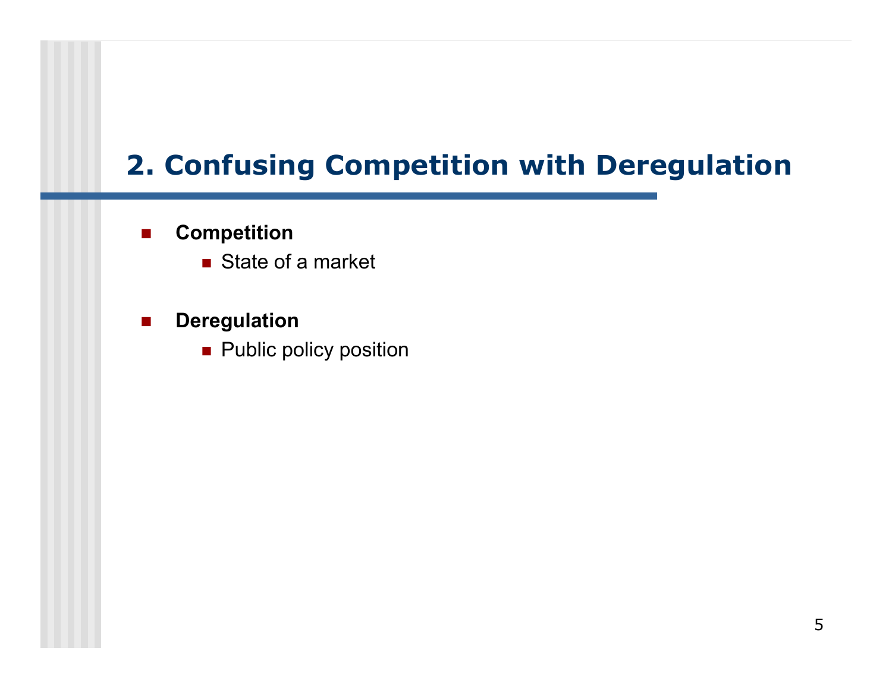## 2. Confusing Competition with Deregulation

- **Competition**
  - State of a market
- **Deregulation**
  - Public policy position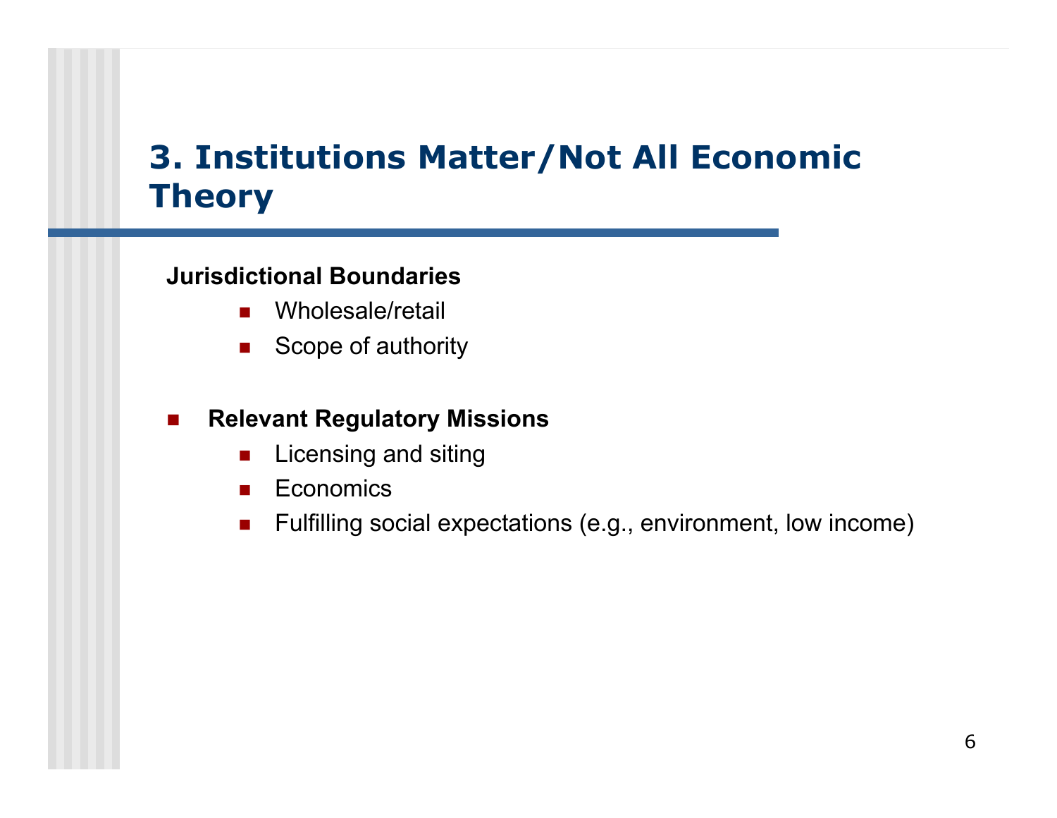# 3. Institutions Matter/Not All Economic Theory

**Jurisdictional Boundaries**

- Wholesale/retail
- Scope of authority

- **Relevant Regulatory Missions**
  - Licensing and siting
  - Economics
  - Fulfilling social expectations (e.g., environment, low income)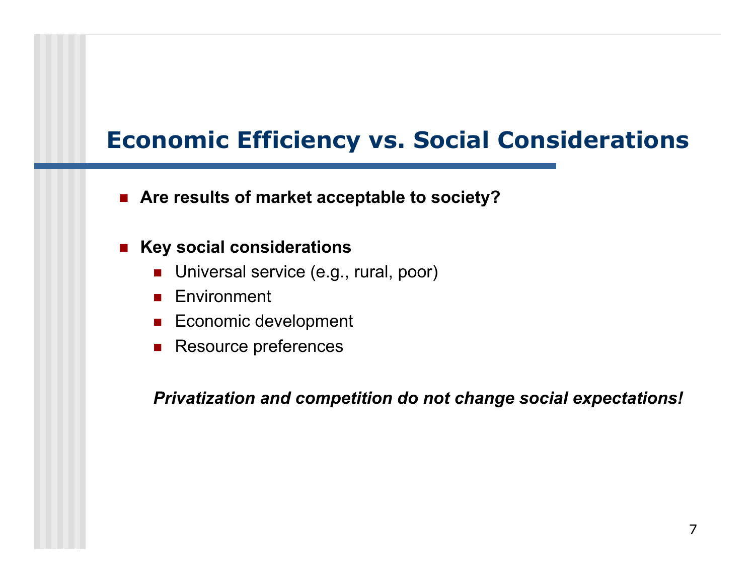# Economic Efficiency vs. Social Considerations

- **Are results of market acceptable to society?**
- **Key social considerations**
  - Universal service (e.g., rural, poor)
  - Environment
  - Economic development
  - Resource preferences

***Privatization and competition do not change social expectations!***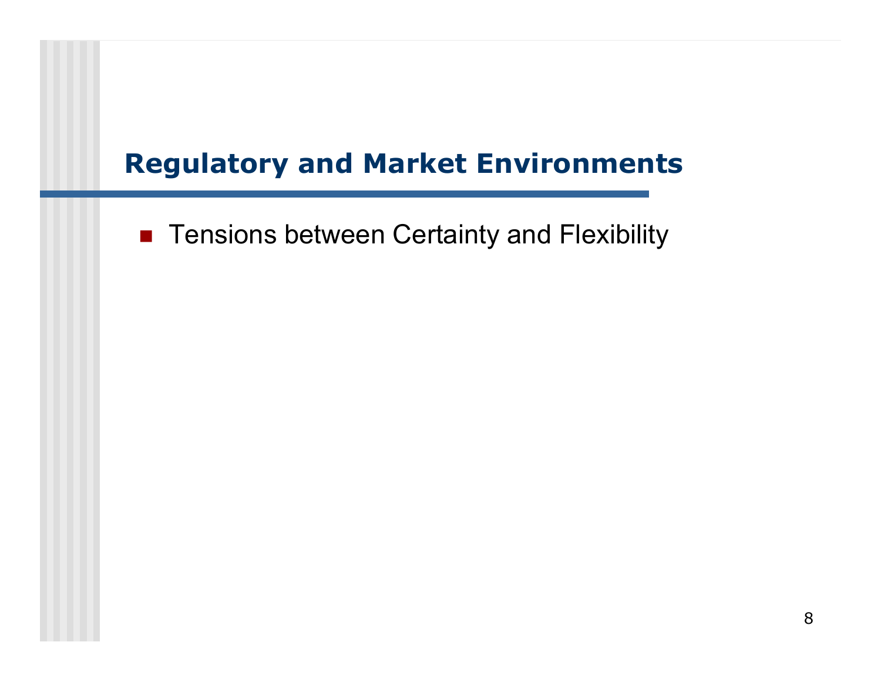## Regulatory and Market Environments

- Tensions between Certainty and Flexibility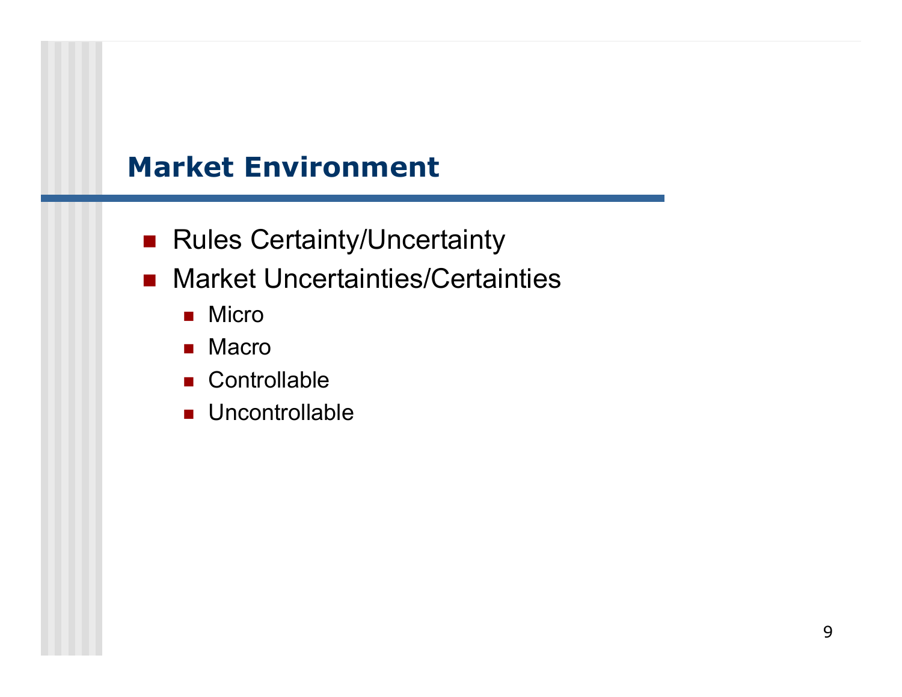## Market Environment

- Rules Certainty/Uncertainty
- Market Uncertainties/Certainties
  - Micro
  - Macro
  - Controllable
  - Uncontrollable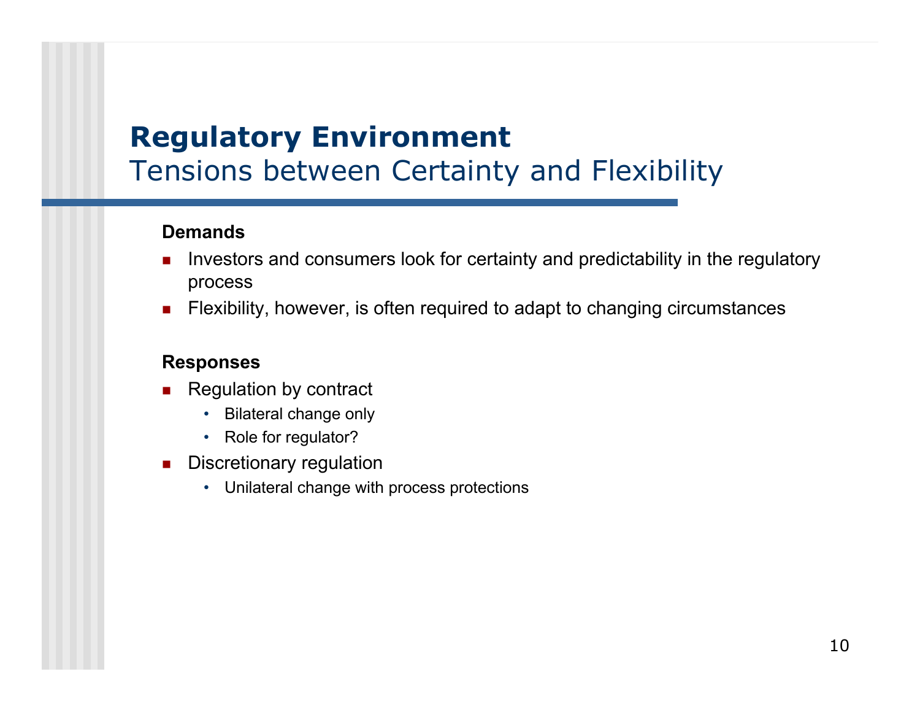# Regulatory Environment

## Tensions between Certainty and Flexibility

**Demands**

- Investors and consumers look for certainty and predictability in the regulatory process
- Flexibility, however, is often required to adapt to changing circumstances

**Responses**

- Regulation by contract
  - Bilateral change only
  - Role for regulator?
- Discretionary regulation
  - Unilateral change with process protections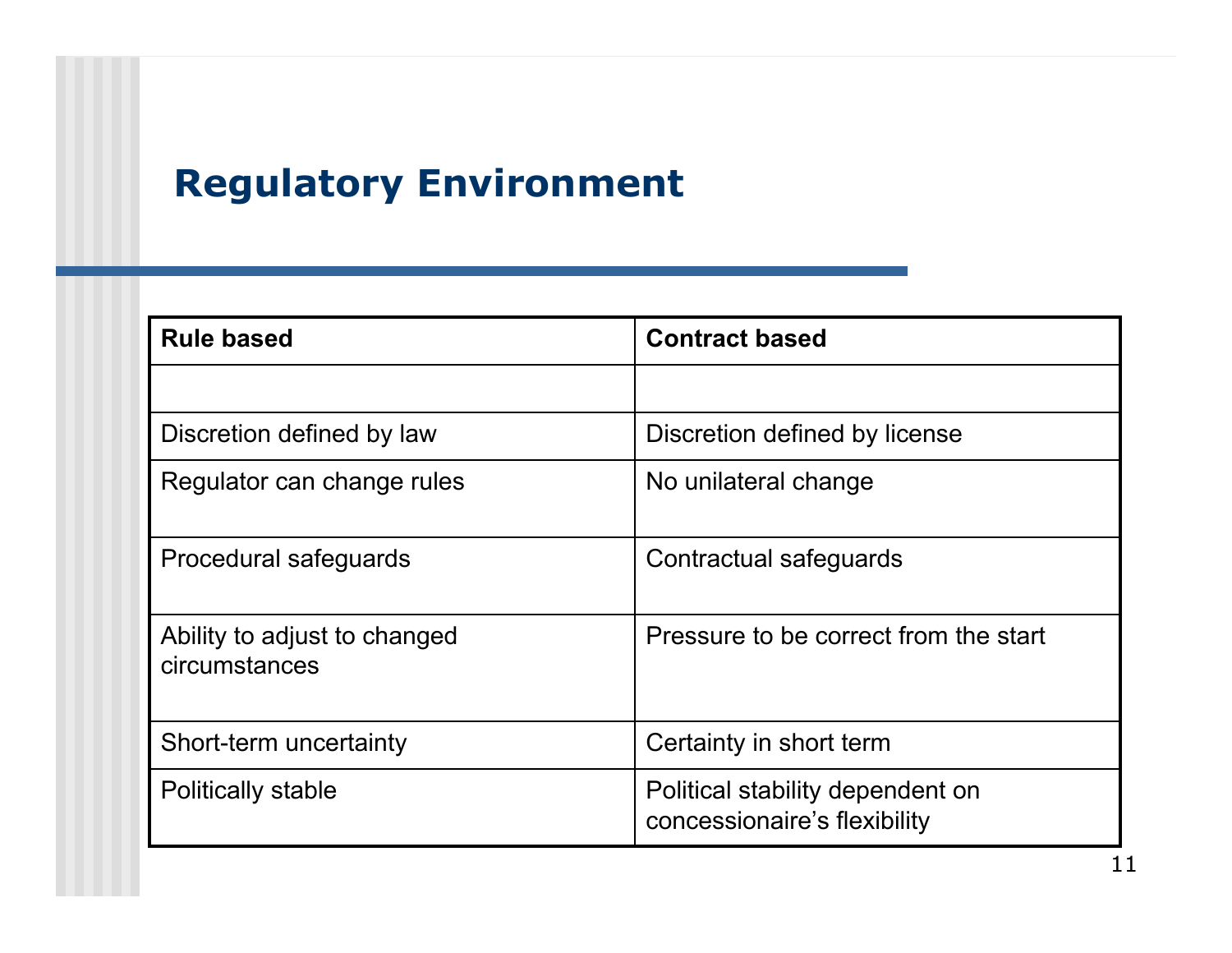# Regulatory Environment

| Rule based | Contract based |
|---|---|
| | |
| Discretion defined by law | Discretion defined by license |
| Regulator can change rules | No unilateral change |
| Procedural safeguards | Contractual safeguards |
| Ability to adjust to changed circumstances | Pressure to be correct from the start |
| Short-term uncertainty | Certainty in short term |
| Politically stable | Political stability dependent on concessionaire's flexibility |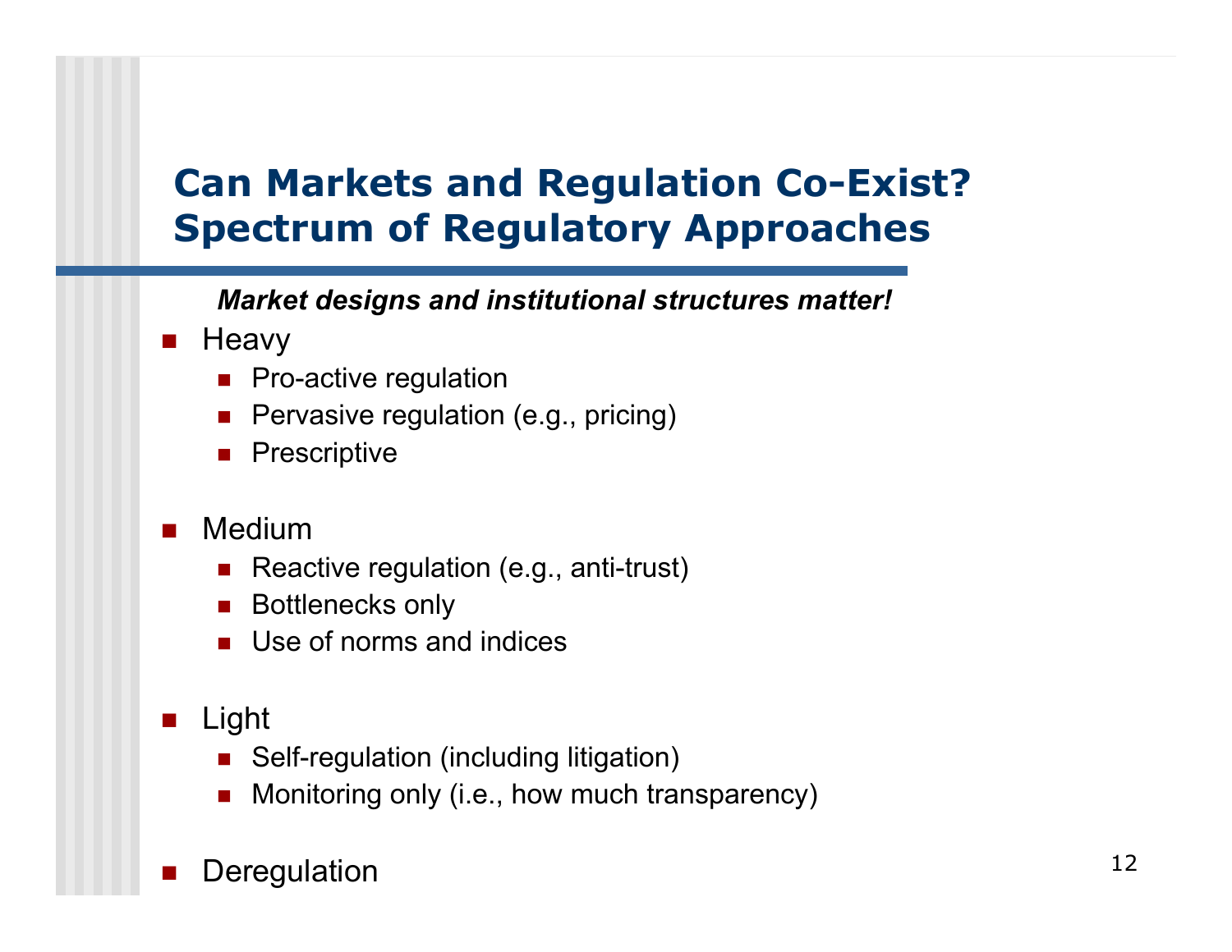# Can Markets and Regulation Co-Exist? Spectrum of Regulatory Approaches

***Market designs and institutional structures matter!***

- Heavy
  - Pro-active regulation
  - Pervasive regulation (e.g., pricing)
  - Prescriptive
- Medium
  - Reactive regulation (e.g., anti-trust)
  - Bottlenecks only
  - Use of norms and indices
- Light
  - Self-regulation (including litigation)
  - Monitoring only (i.e., how much transparency)
- Deregulation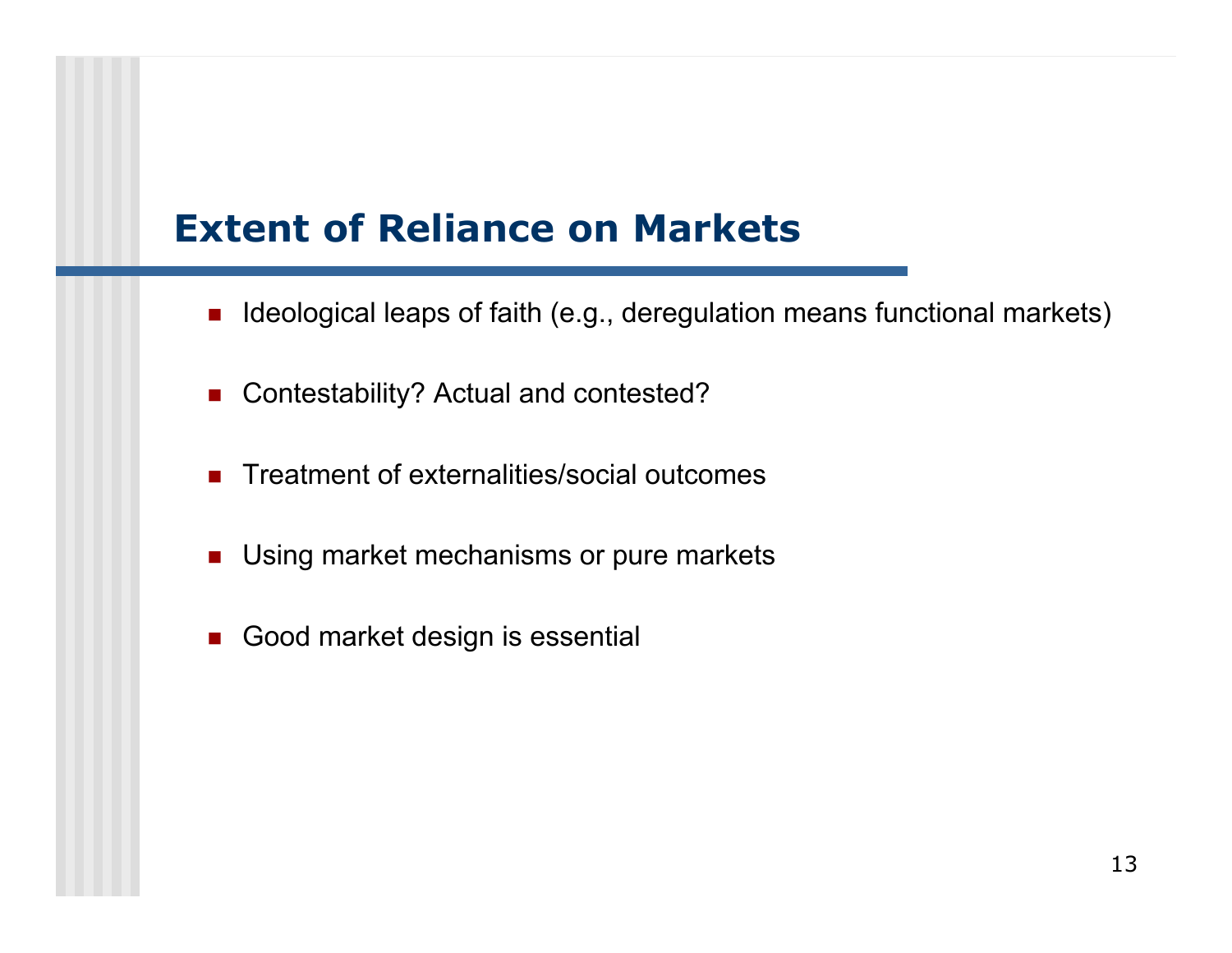# Extent of Reliance on Markets

- Ideological leaps of faith (e.g., deregulation means functional markets)
- Contestability? Actual and contested?
- Treatment of externalities/social outcomes
- Using market mechanisms or pure markets
- Good market design is essential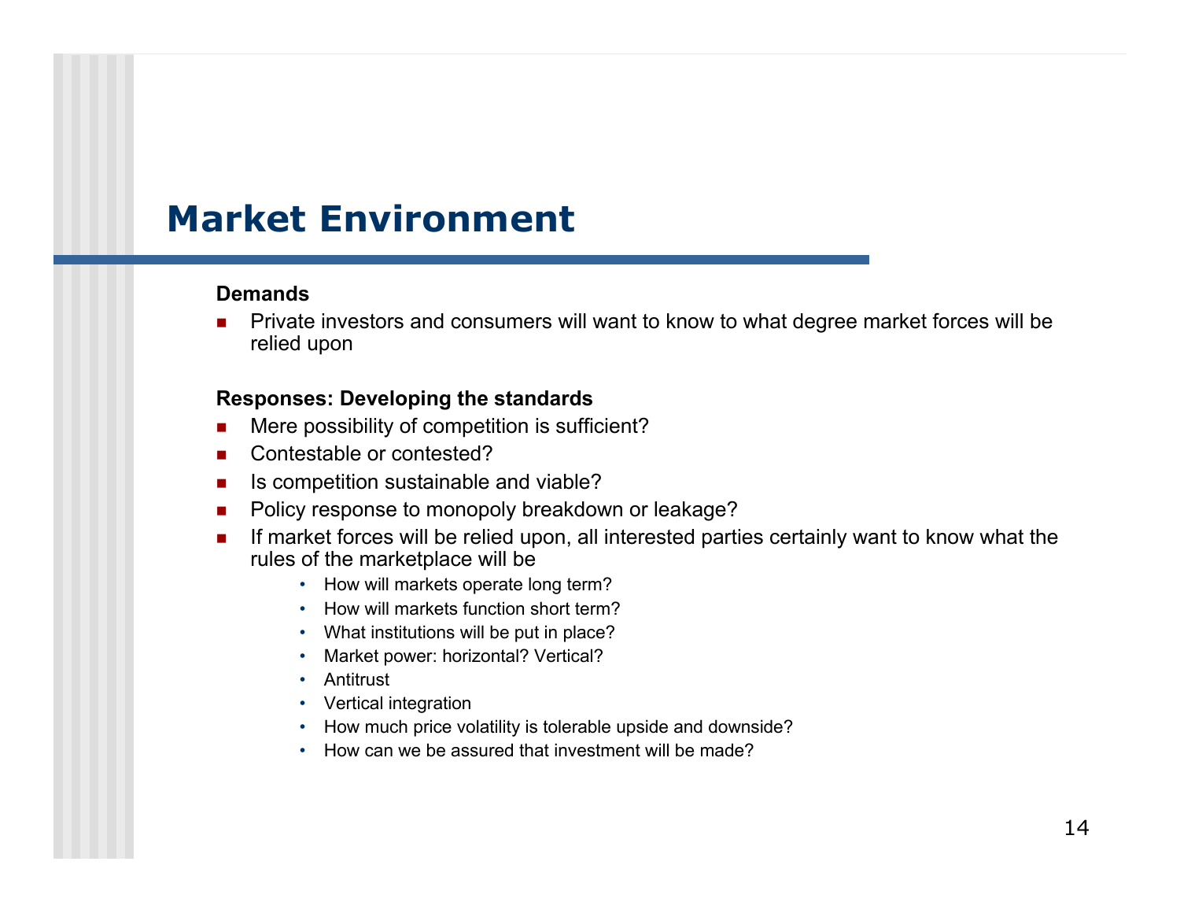# Market Environment

**Demands**

- Private investors and consumers will want to know to what degree market forces will be relied upon

**Responses: Developing the standards**

- Mere possibility of competition is sufficient?
- Contestable or contested?
- Is competition sustainable and viable?
- Policy response to monopoly breakdown or leakage?
- If market forces will be relied upon, all interested parties certainly want to know what the rules of the marketplace will be
  - How will markets operate long term?
  - How will markets function short term?
  - What institutions will be put in place?
  - Market power: horizontal? Vertical?
  - Antitrust
  - Vertical integration
  - How much price volatility is tolerable upside and downside?
  - How can we be assured that investment will be made?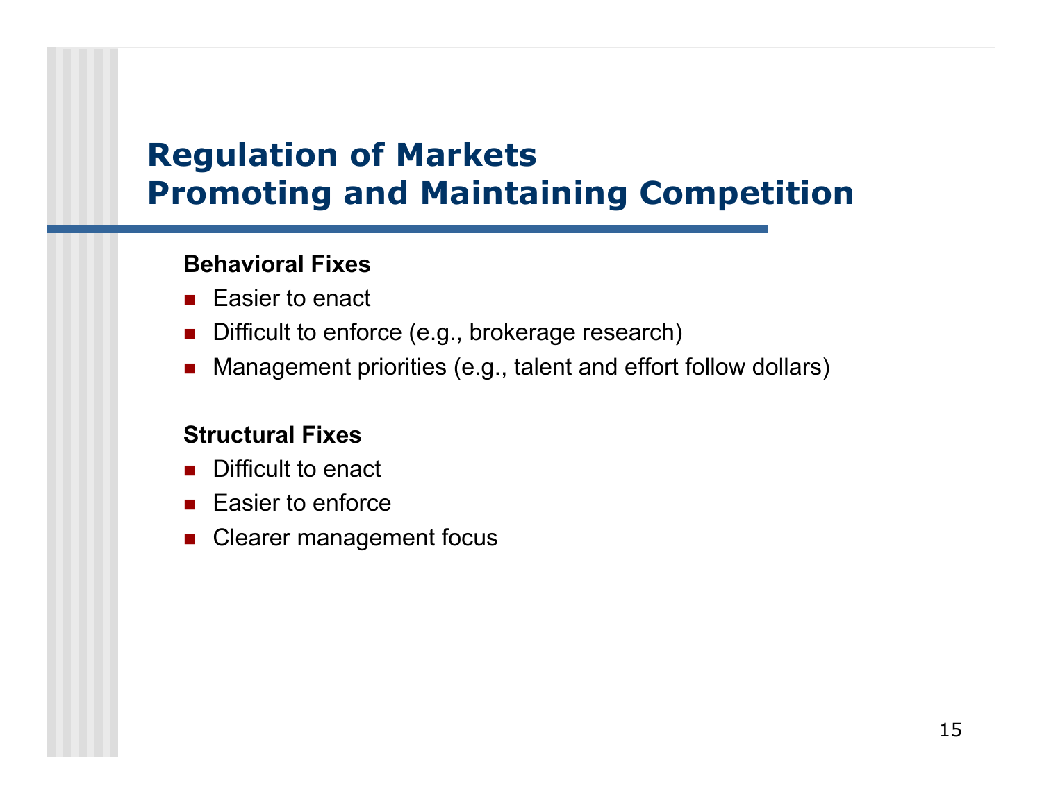# Regulation of Markets
# Promoting and Maintaining Competition

**Behavioral Fixes**

- Easier to enact
- Difficult to enforce (e.g., brokerage research)
- Management priorities (e.g., talent and effort follow dollars)

**Structural Fixes**

- Difficult to enact
- Easier to enforce
- Clearer management focus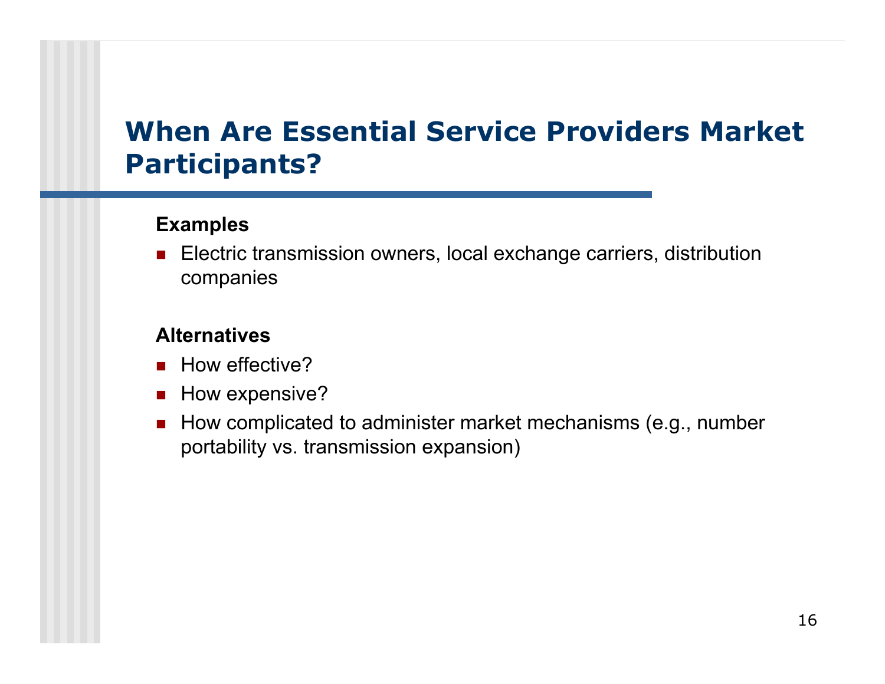# When Are Essential Service Providers Market Participants?

**Examples**

- Electric transmission owners, local exchange carriers, distribution companies

**Alternatives**

- How effective?
- How expensive?
- How complicated to administer market mechanisms (e.g., number portability vs. transmission expansion)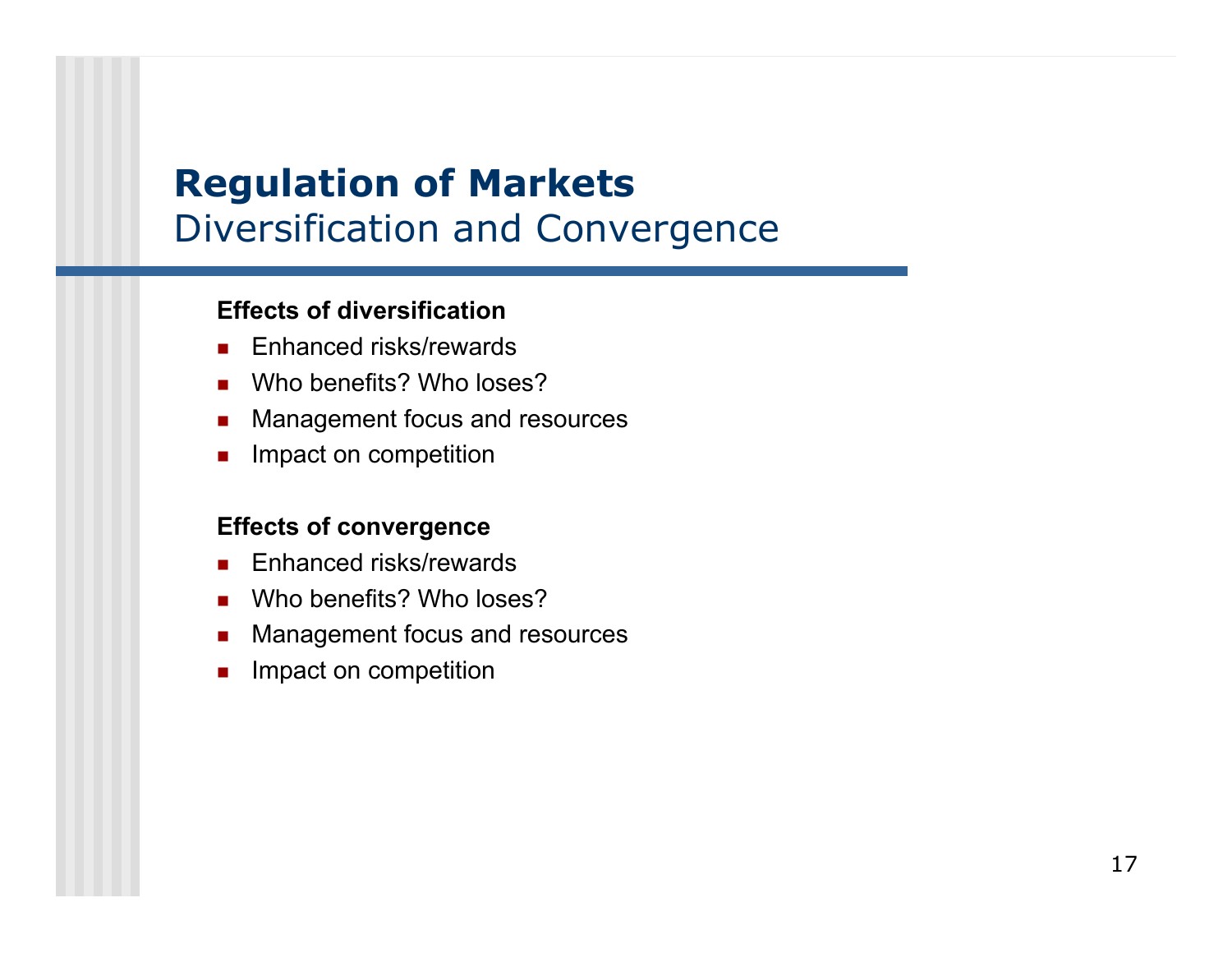# Regulation of Markets
## Diversification and Convergence

**Effects of diversification**

- Enhanced risks/rewards
- Who benefits? Who loses?
- Management focus and resources
- Impact on competition

**Effects of convergence**

- Enhanced risks/rewards
- Who benefits? Who loses?
- Management focus and resources
- Impact on competition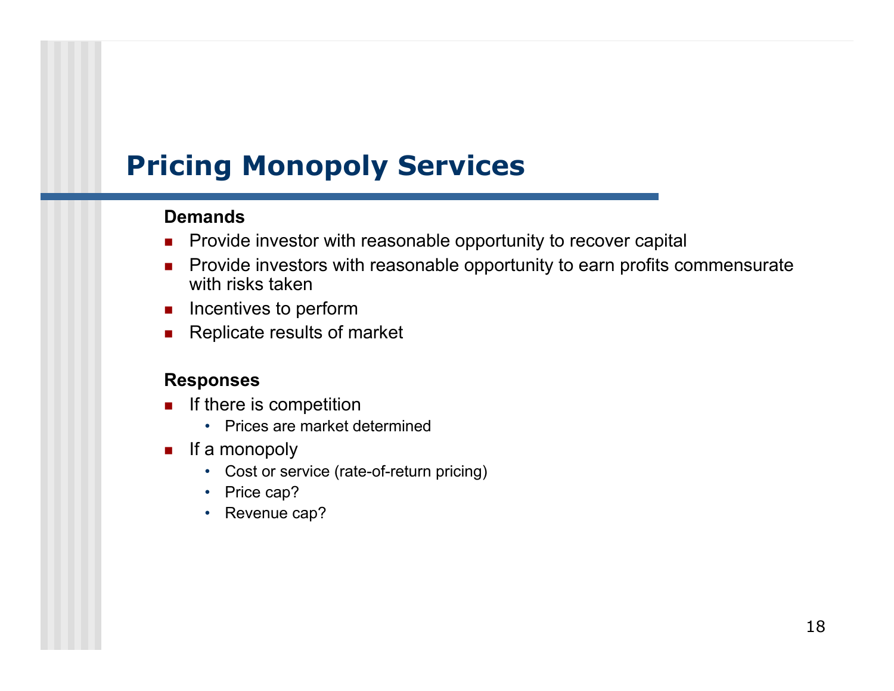# Pricing Monopoly Services

**Demands**

- Provide investor with reasonable opportunity to recover capital
- Provide investors with reasonable opportunity to earn profits commensurate with risks taken
- Incentives to perform
- Replicate results of market

**Responses**

- If there is competition
  - Prices are market determined
- If a monopoly
  - Cost or service (rate-of-return pricing)
  - Price cap?
  - Revenue cap?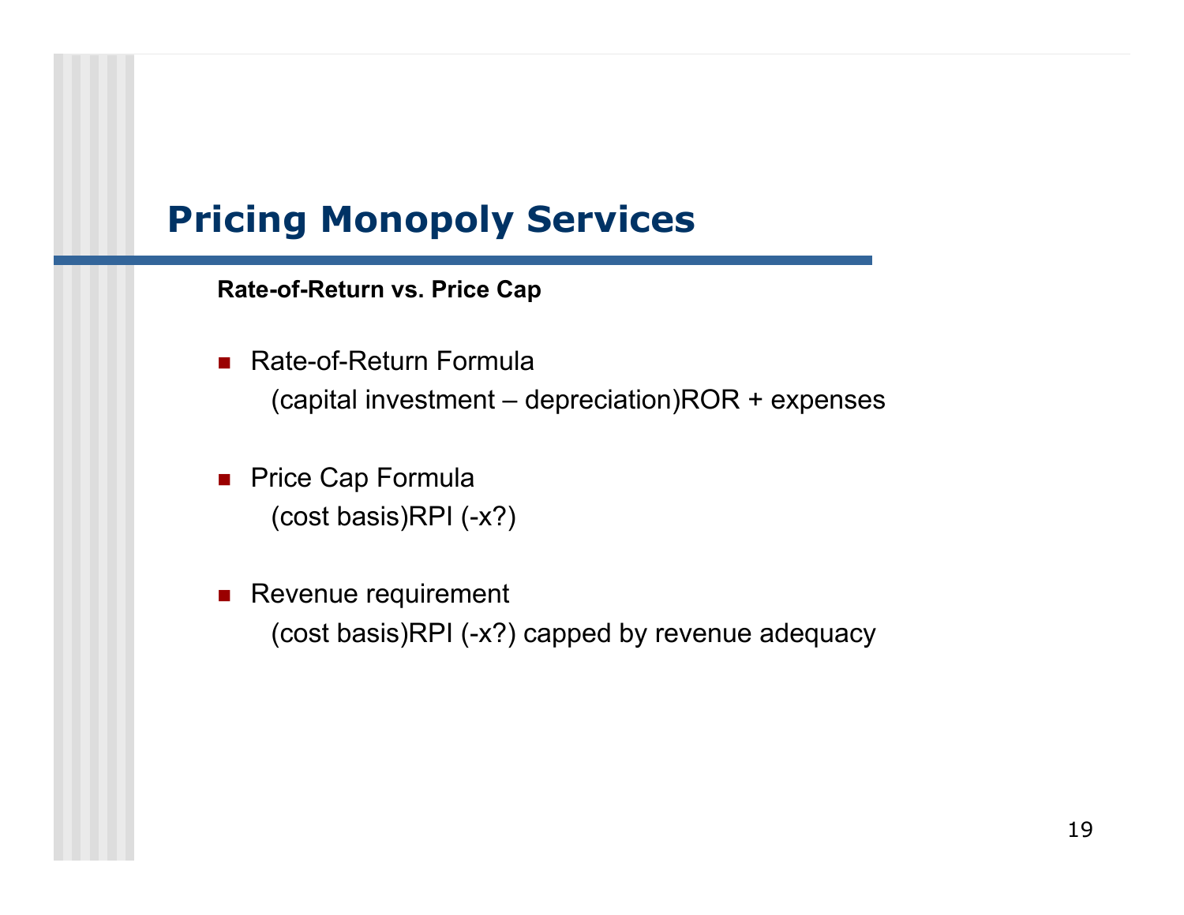# Pricing Monopoly Services

**Rate-of-Return vs. Price Cap**

- Rate-of-Return Formula
  (capital investment – depreciation)ROR + expenses

- Price Cap Formula
  (cost basis)RPI (-x?)

- Revenue requirement
  (cost basis)RPI (-x?) capped by revenue adequacy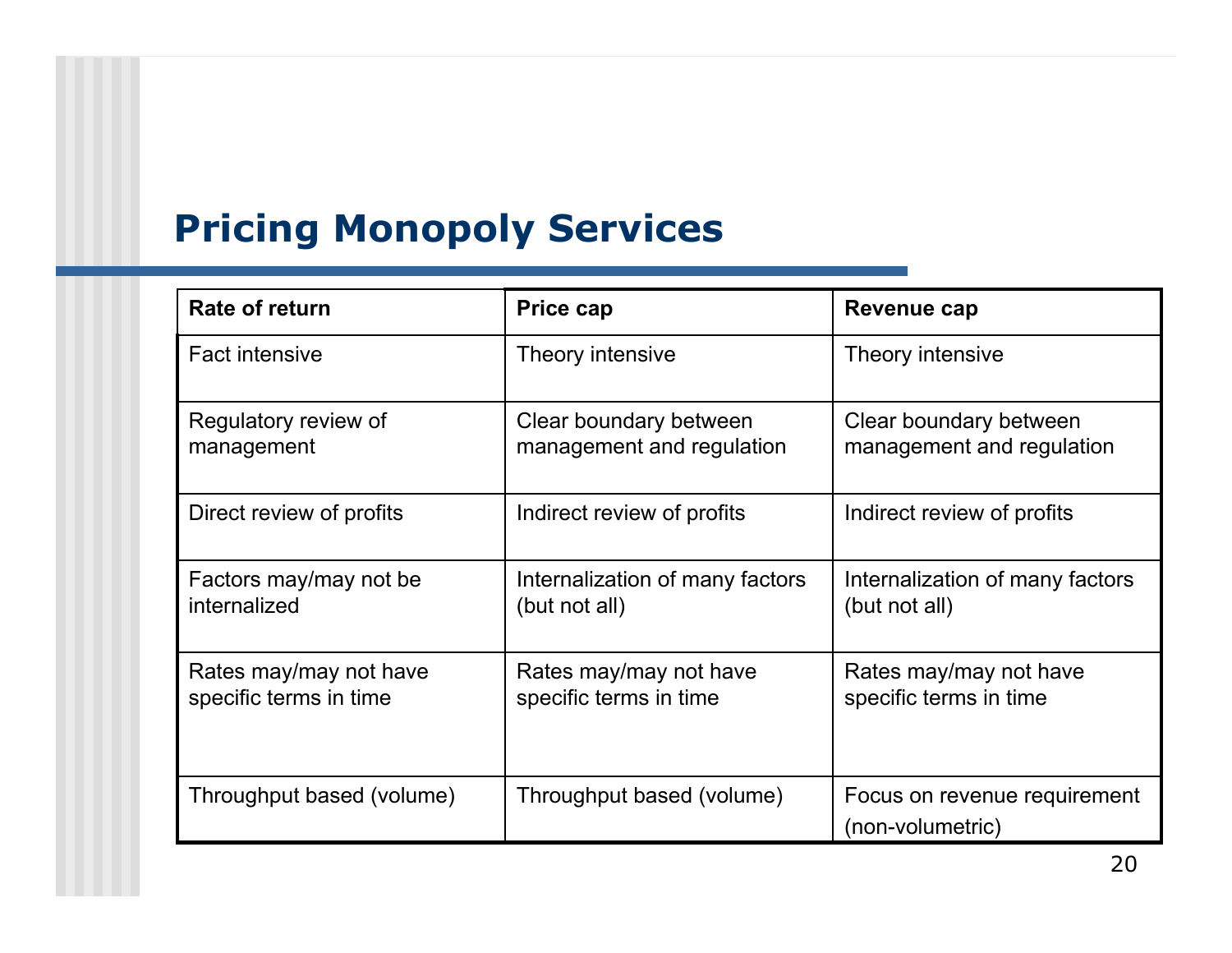# Pricing Monopoly Services

| Rate of return | Price cap | Revenue cap |
|---|---|---|
| Fact intensive | Theory intensive | Theory intensive |
| Regulatory review of management | Clear boundary between management and regulation | Clear boundary between management and regulation |
| Direct review of profits | Indirect review of profits | Indirect review of profits |
| Factors may/may not be internalized | Internalization of many factors (but not all) | Internalization of many factors (but not all) |
| Rates may/may not have specific terms in time | Rates may/may not have specific terms in time | Rates may/may not have specific terms in time |
| Throughput based (volume) | Throughput based (volume) | Focus on revenue requirement (non-volumetric) |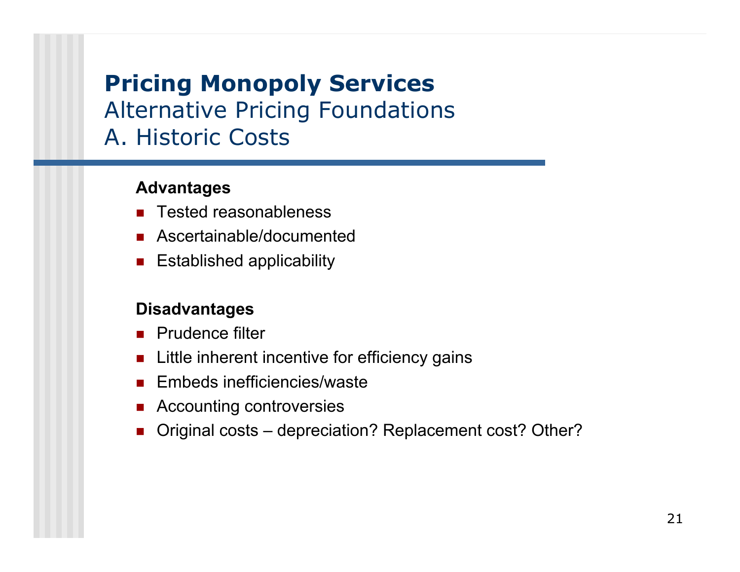# Pricing Monopoly Services

## Alternative Pricing Foundations

## A. Historic Costs

**Advantages**

- Tested reasonableness
- Ascertainable/documented
- Established applicability

**Disadvantages**

- Prudence filter
- Little inherent incentive for efficiency gains
- Embeds inefficiencies/waste
- Accounting controversies
- Original costs – depreciation? Replacement cost? Other?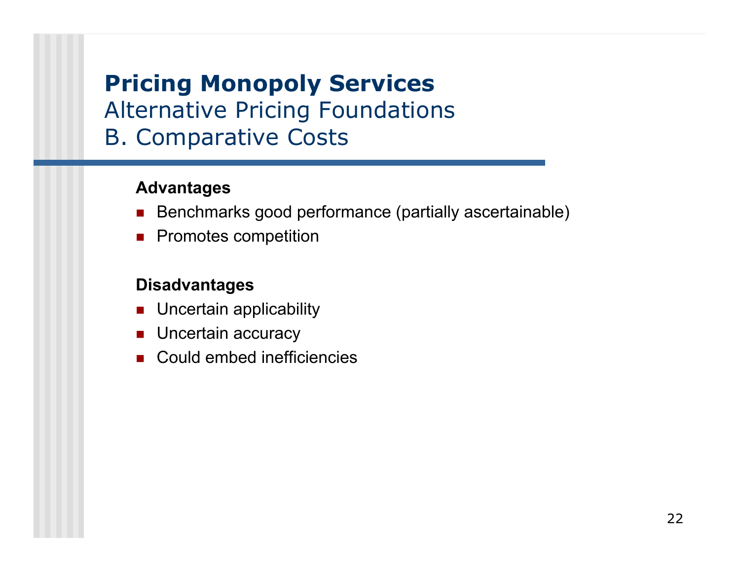# Pricing Monopoly Services

## Alternative Pricing Foundations

## B. Comparative Costs

**Advantages**

- Benchmarks good performance (partially ascertainable)
- Promotes competition

**Disadvantages**

- Uncertain applicability
- Uncertain accuracy
- Could embed inefficiencies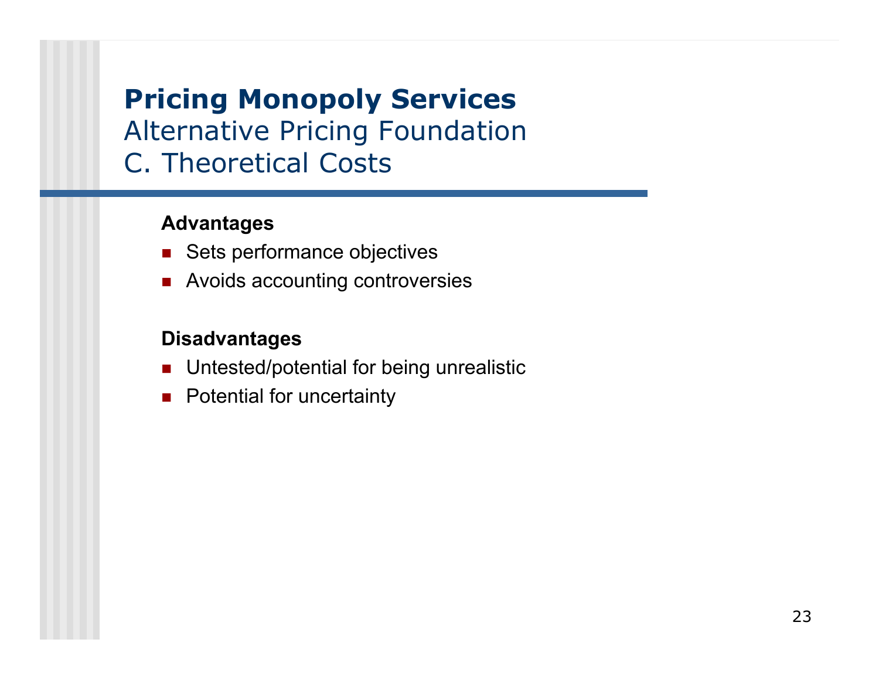# Pricing Monopoly Services

## Alternative Pricing Foundation

## C. Theoretical Costs

**Advantages**

- Sets performance objectives
- Avoids accounting controversies

**Disadvantages**

- Untested/potential for being unrealistic
- Potential for uncertainty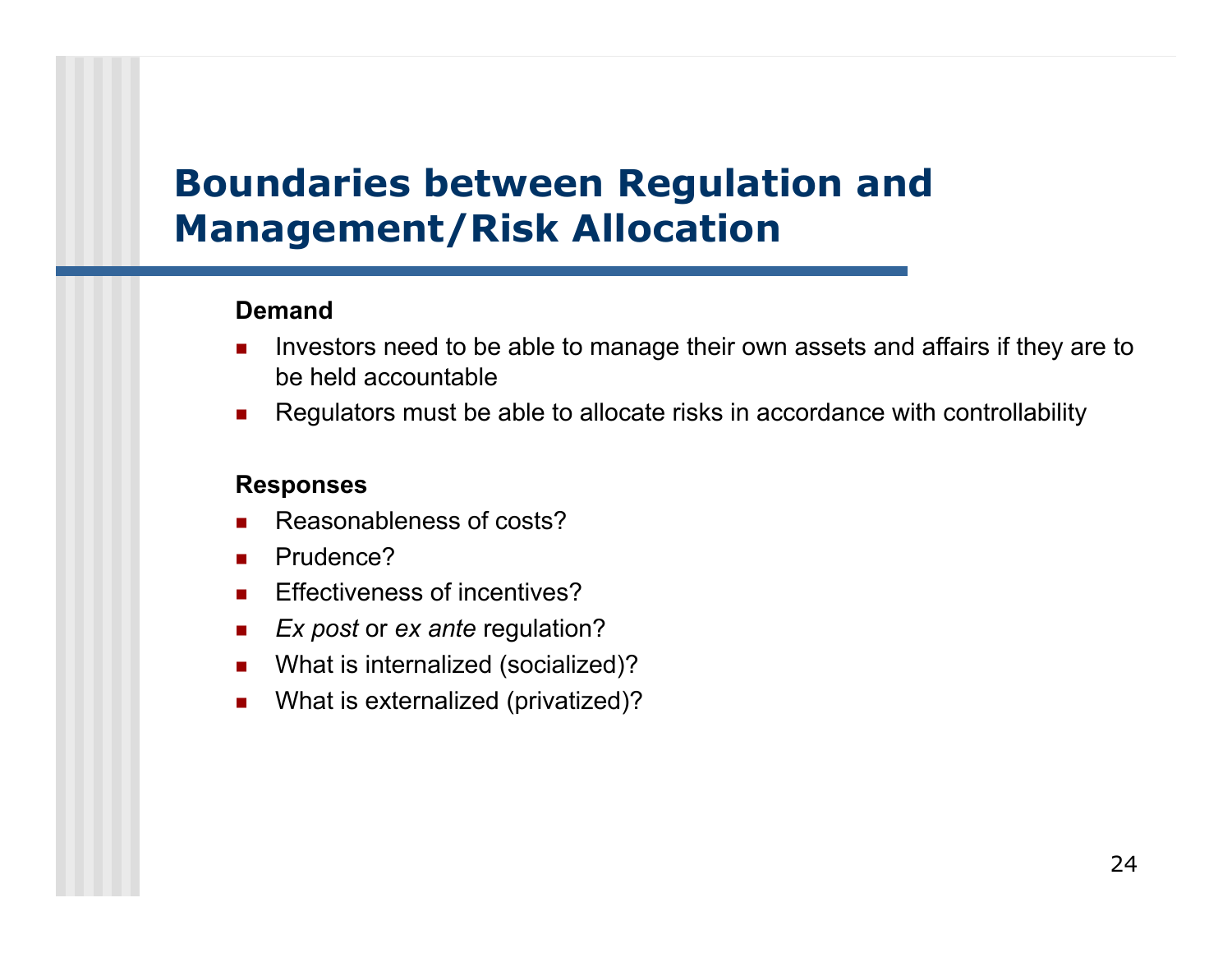# Boundaries between Regulation and Management/Risk Allocation

**Demand**

- Investors need to be able to manage their own assets and affairs if they are to be held accountable
- Regulators must be able to allocate risks in accordance with controllability

**Responses**

- Reasonableness of costs?
- Prudence?
- Effectiveness of incentives?
- *Ex post* or *ex ante* regulation?
- What is internalized (socialized)?
- What is externalized (privatized)?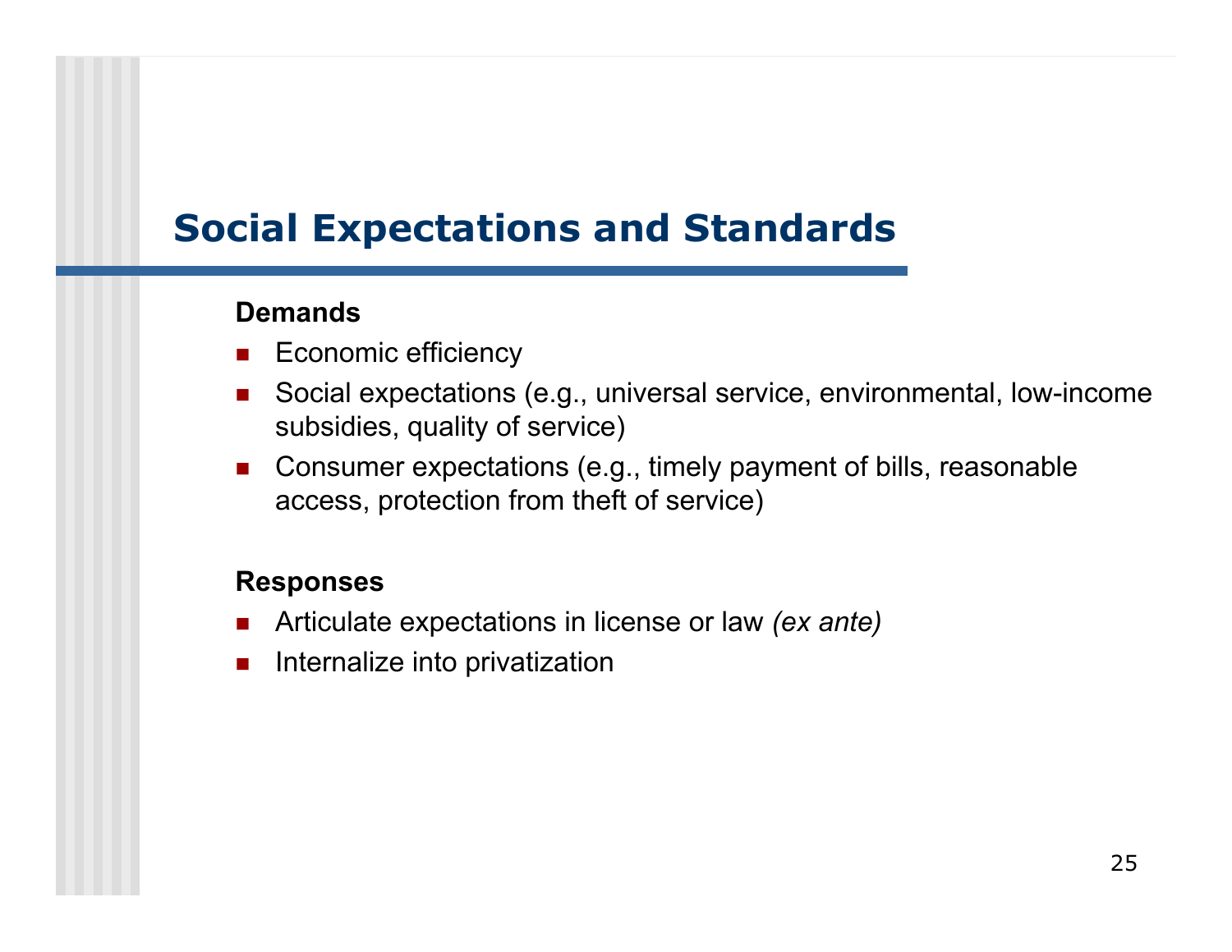# Social Expectations and Standards

**Demands**

- Economic efficiency
- Social expectations (e.g., universal service, environmental, low-income subsidies, quality of service)
- Consumer expectations (e.g., timely payment of bills, reasonable access, protection from theft of service)

**Responses**

- Articulate expectations in license or law *(ex ante)*
- Internalize into privatization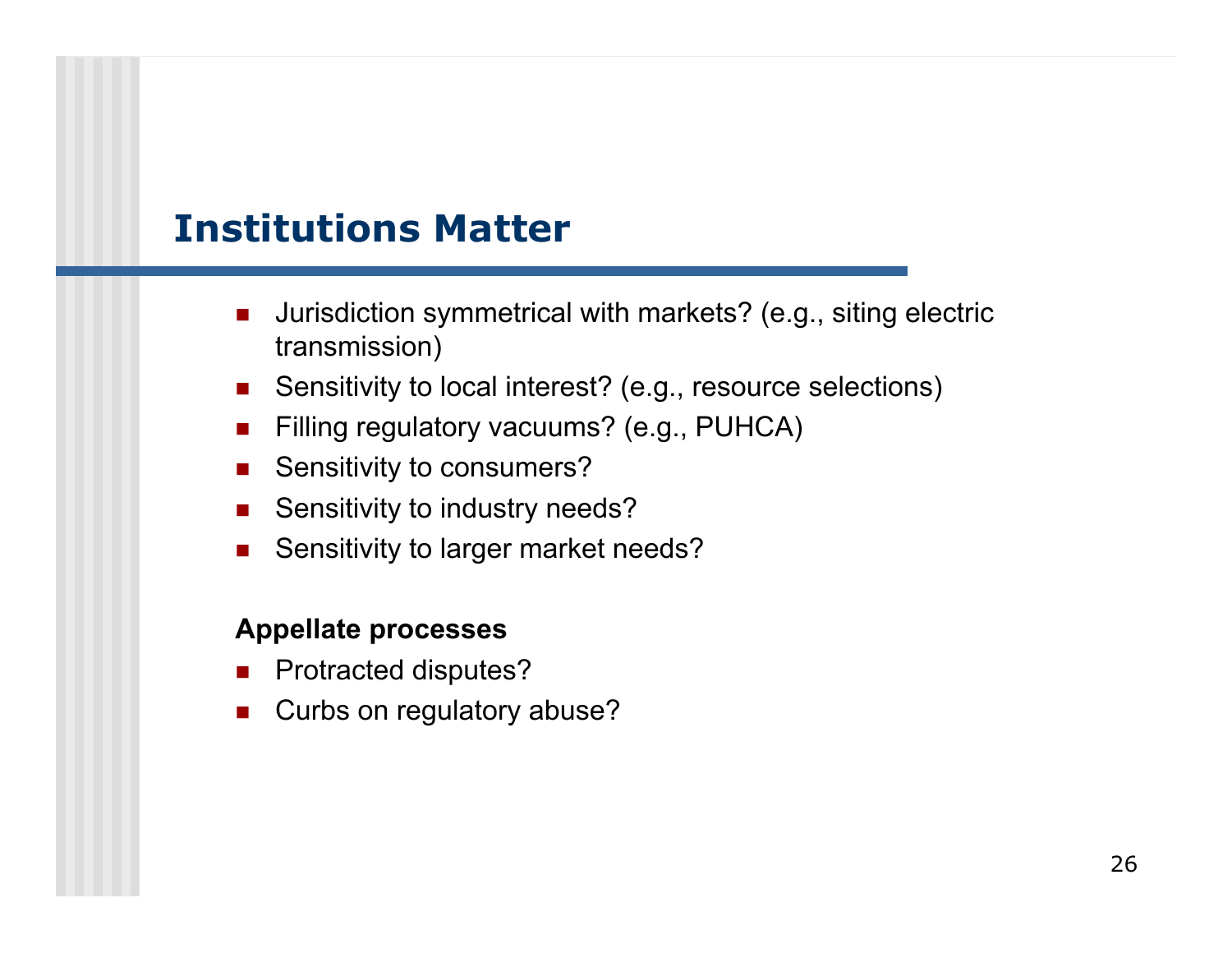# Institutions Matter

- Jurisdiction symmetrical with markets? (e.g., siting electric transmission)
- Sensitivity to local interest? (e.g., resource selections)
- Filling regulatory vacuums? (e.g., PUHCA)
- Sensitivity to consumers?
- Sensitivity to industry needs?
- Sensitivity to larger market needs?

**Appellate processes**

- Protracted disputes?
- Curbs on regulatory abuse?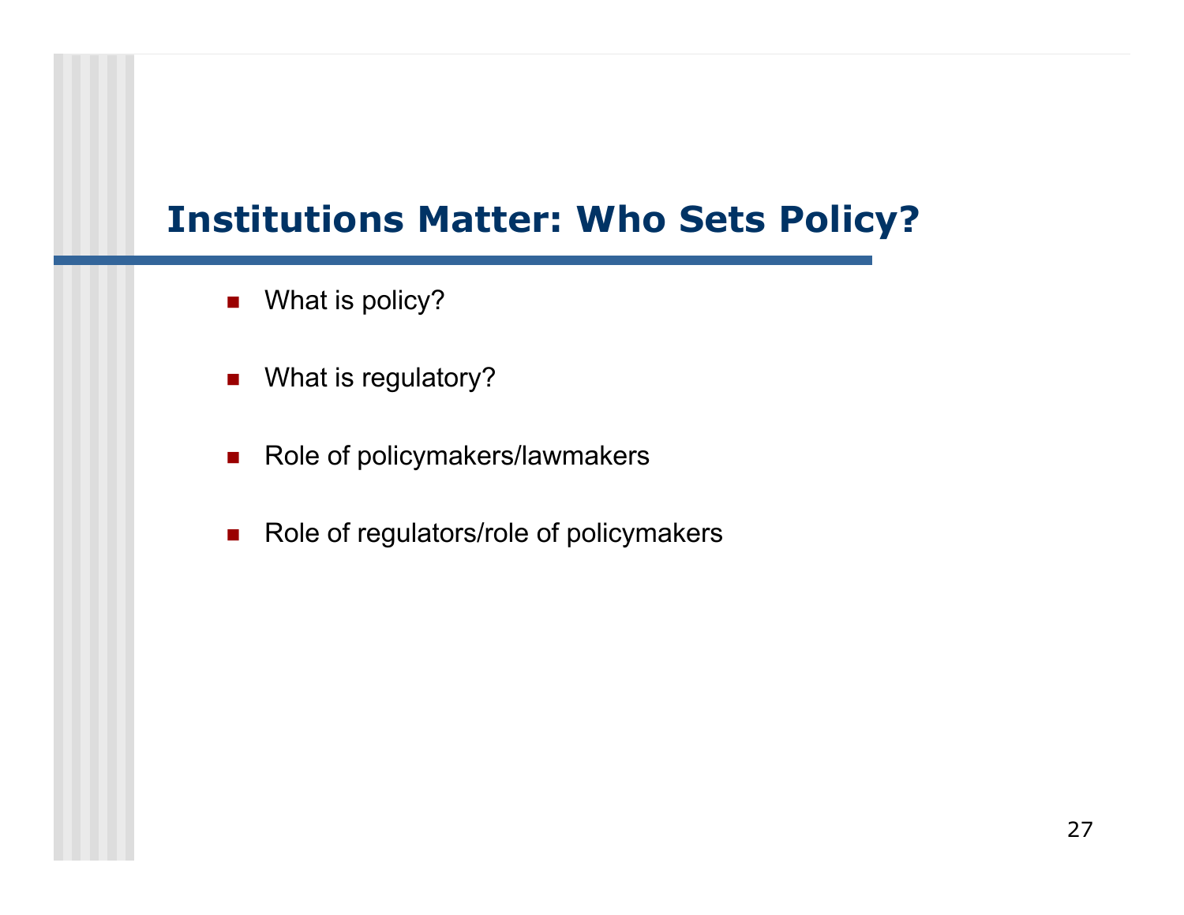# Institutions Matter: Who Sets Policy?

- What is policy?
- What is regulatory?
- Role of policymakers/lawmakers
- Role of regulators/role of policymakers